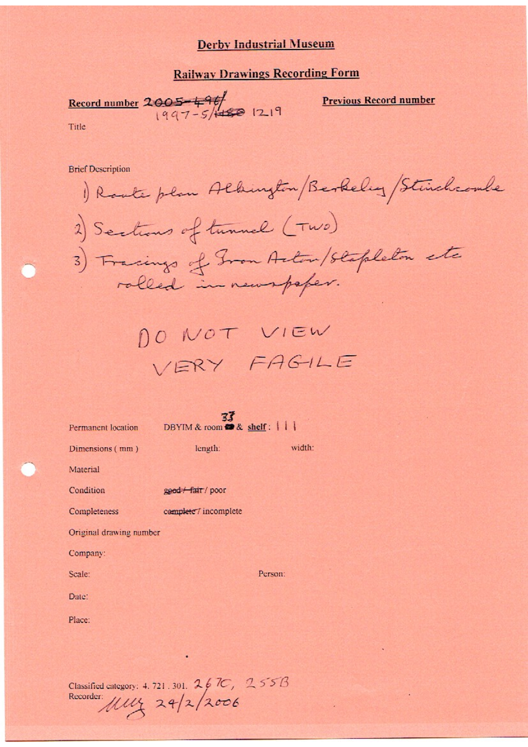**Derby Industrial Museum**

**Railway Drawings Recording Form**

**Record number** ~~2005-496/~~ 1997-5/~~1450~~ 1219

**Previous Record number**

Title

Brief Description

1) Route plan Alkington/Berkeley/Stinchcombe

2) Sections of tunnel (TWO)

3) Tracings of Iron Acton/Stapleton etc rolled in newspaper.

DO NOT VIEW

VERY FAGILE

Permanent location: DBYIM & room 33 & shelf: 111

Dimensions (mm) length: width:

Material

Condition: ~~good / fair~~ / poor

Completeness: ~~complete~~ / incomplete

Original drawing number

Company:

Scale: Person:

Date:

Place:

Classified category: 4. 721. 301. 267C, 255B

Recorder: MMG 24/2/2006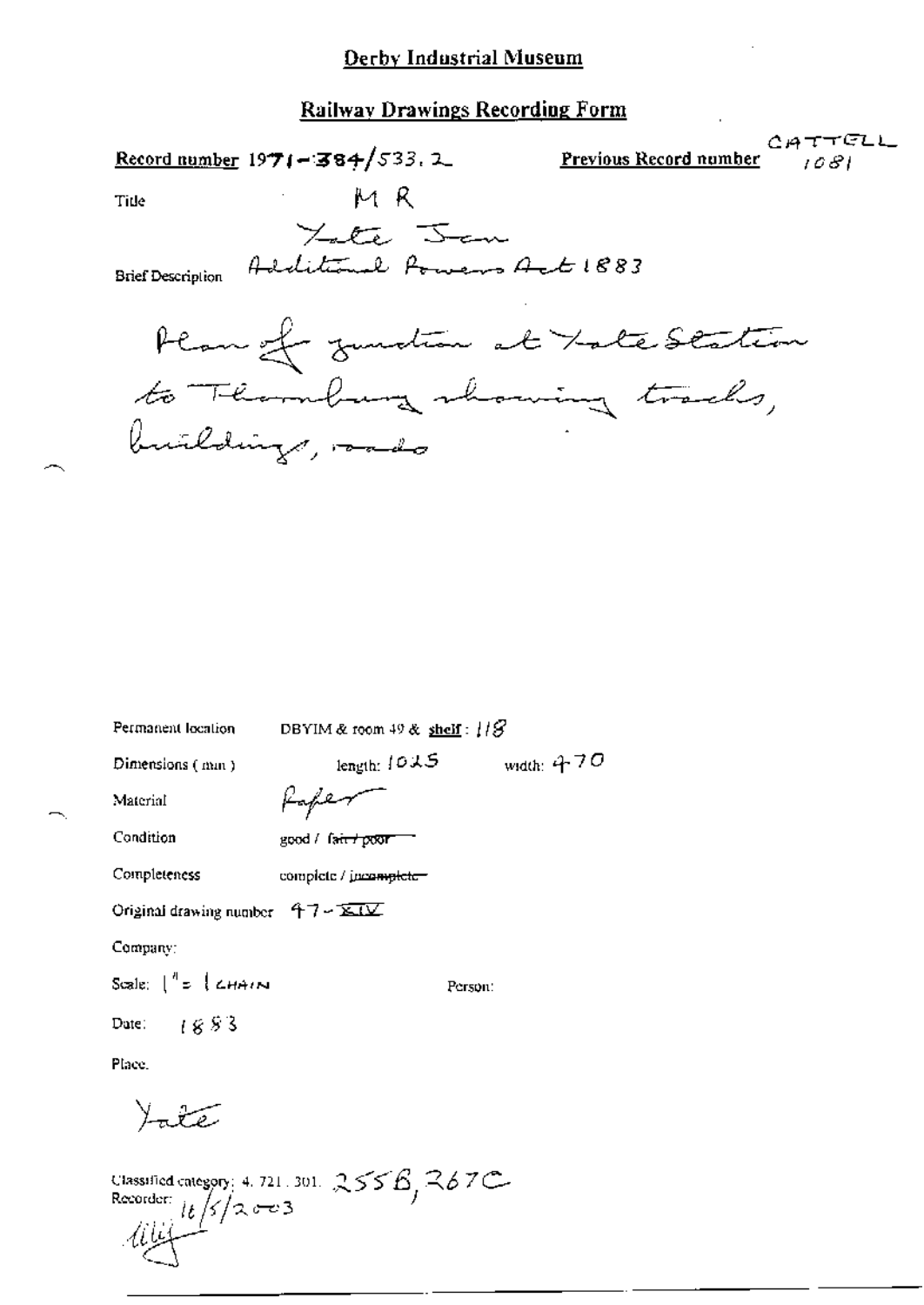# Derby Industrial Museum

## Railway Drawings Recording Form

**Record number** 1971-384/533.2

**Previous Record number** CATTELL 1081

Title MR

Yate Jcn

Brief Description Additional Powers Act 1883

Plan of junction at Yate Station to Thornbury showing tracks, buildings, roads

Permanent location DBYIM & room 49 & **shelf**: 118

Dimensions (mm) length: 1025 width: 470

Material Paper

Condition good / ~~fair / poor~~

Completeness complete / ~~incomplete~~

Original drawing number 47-~~XIV~~

Company:

Scale: 1" = 1 CHAIN

Person:

Date: 1883

Place.

Yate

Classified category: 4. 721. 301. 255B, 267C

Recorder: 16/5/2003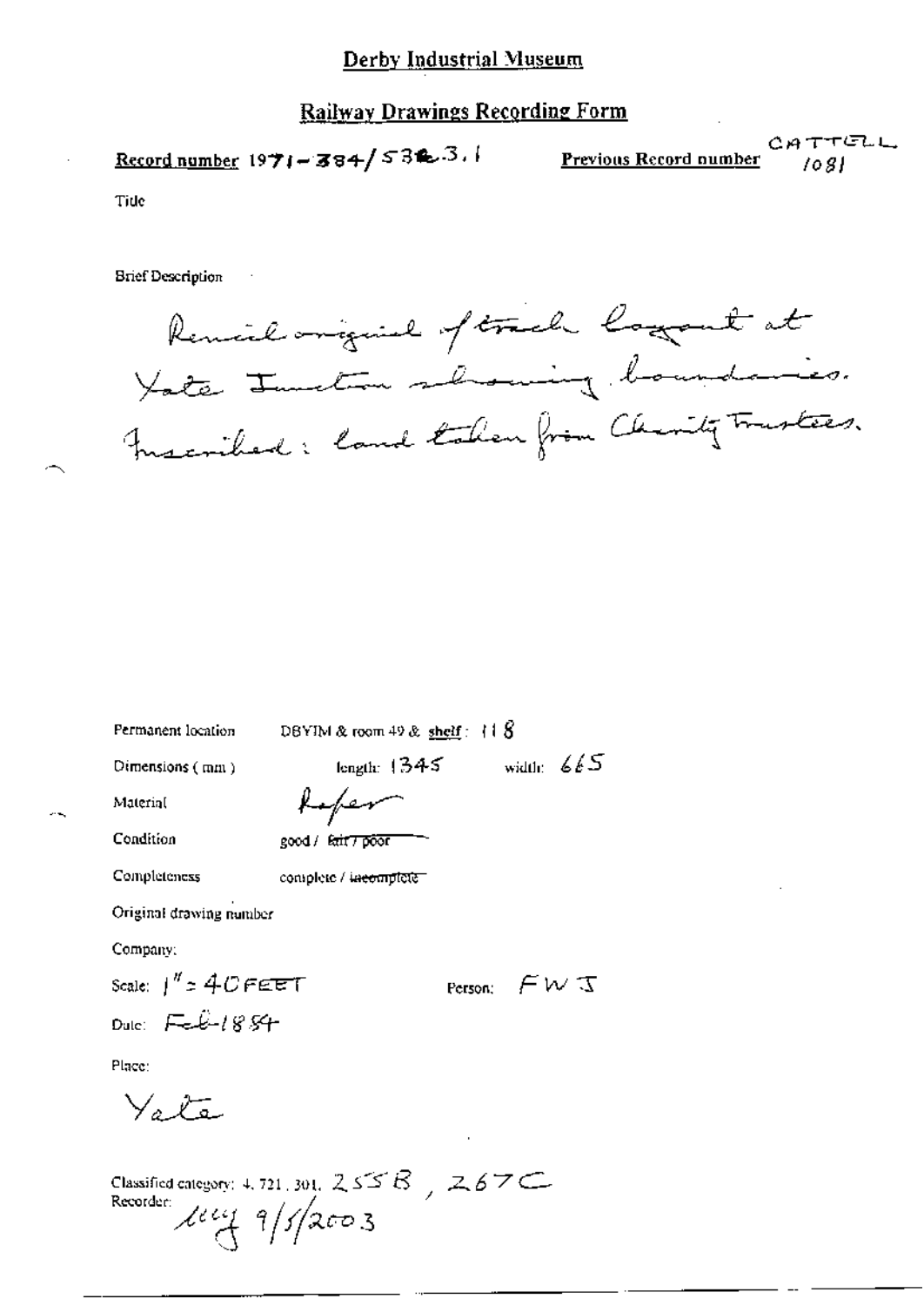# Derby Industrial Museum

## Railway Drawings Recording Form

**Record number** 1971-384/538.3.1 **Previous Record number** CATTELL 1081

Title

Brief Description

Pencil original of track layout at Yate Junction showing boundaries. Inscribed: land taken from Charity Trustees.

Permanent location DBYIM & room 49 & shelf: 118

Dimensions (mm) length: 1345 width: 665

Material Paper

Condition good / ~~fair / poor~~

Completeness complete / ~~incomplete~~

Original drawing number

Company:

Scale: 1" = 40 FEET Person: FWJ

Date: Feb-1854

Place:

Yate

Classified category: 4, 721, 301, 255B, 267C

Recorder: lucj 9/5/2003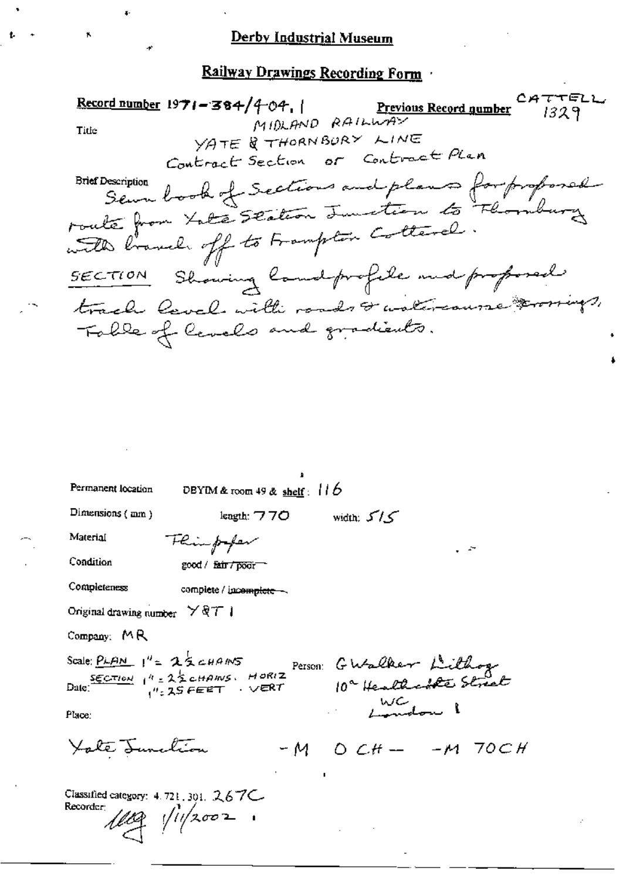# Derby Industrial Museum

## Railway Drawings Recording Form

**Record number** 1971-384/404.1 **Previous Record number** CATTELL 1329

Title

MIDLAND RAILWAY
YATE & THORNBURY LINE
Contract Section or Contract Plan

Brief Description

Sewn book of Sections and plans for proposed route from Yate Station Junction to Thornbury with branch off to Frampton Cotterel.

SECTION Showing land profile and proposed track level with roads & water-course crossings, Table of levels and gradients.

Permanent location DBYIM & room 49 & shelf: 116

Dimensions (mm) length: 770 width: 515

Material Thin paper

Condition good / ~~fair / poor~~

Completeness complete / ~~incomplete~~

Original drawing number Y&T 1

Company: MR

Scale: PLAN 1" = 2½ CHAINS
SECTION 1" = 2½ CHAINS. HORIZ
1" = 25 FEET. VERT

Person: G Walker Lithog
10a Heathcote Street
WC
London 1

Date:

Place:

Yate Junction -M 0 CH -- -M 70CH

Classified category: 4.721.301. 267C

Recorder: 1/11/2002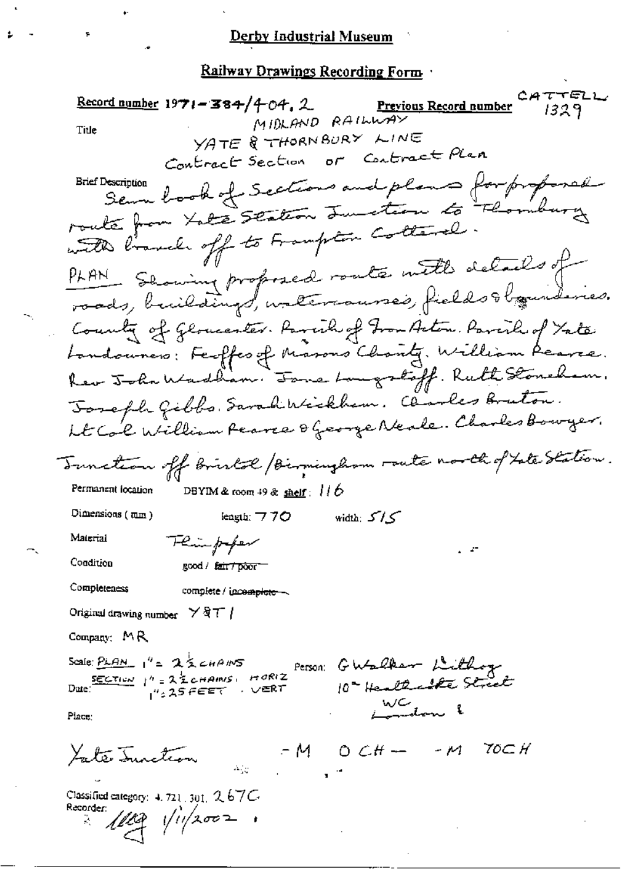# Derby Industrial Museum

## Railway Drawings Recording Form

**Record number** 1971-384/404.2 **Previous Record number** CATTELL 1329

**Title** MIDLAND RAILWAY
YATE & THORNBURY LINE
Contract Section or Contract Plan

**Brief Description** Sewn book of Sections and plans for proposed route from Yate Station Junction to Thornbury with branch off to Frampton Cotterel.
PLAN Showing proposed route with details of roads, buildings, watercourses, fields & boundaries.
County of Gloucester. Parish of Iron Acton. Parish of Yate
Landowners: Feoffes of Masons Charity. William Pearce. Rev John Wadham. Jane Longstaff. Ruth Stoneham. Joseph Gibbs. Sarah Wickham. Charles Bruton. Lt Col William Pearce & George Neale. Charles Bowyer.
Junction off Bristol/Birmingham route north of Yate Station.

**Permanent location** DBYIM & room 49 & shelf: 116

**Dimensions (mm)** length: 770 width: 515

**Material** Thin paper

**Condition** good / ~~fair / poor~~

**Completeness** complete / ~~incomplete~~

**Original drawing number** Y&T 1

**Company:** MR

**Scale:** PLAN 1" = 2½ CHAINS
SECTION 1" = 2½ CHAINS. HORIZ
1" = 25 FEET. VERT

**Person:** G Walker Lithog
10 Heathcote Street
WC
London

**Date:**

**Place:**

Yate Junction -M 0CH — -M 70CH

**Classified category:** 4.721.301. 267C

**Recorder:** [signature] 1/11/2002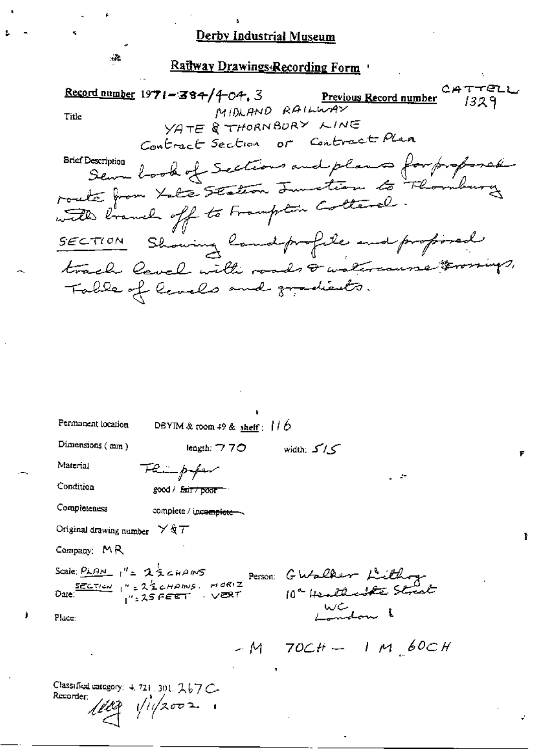# Derby Industrial Museum

## Railway Drawings Recording Form

**Record number** 1971-384/4-04.3 **Previous Record number** CATTELL 1329

**Title**
MIDLAND RAILWAY
YATE & THORNBURY LINE
Contract Section or Contract Plan

**Brief Description**
Sewn book of Sections and plans for proposed route from Yate Station Junction to Thornbury with branch off to Frampton Cotterel.

SECTION Showing land profile and proposed track level with roads & watercourse crossings, Table of levels and gradients.

Permanent location DBYIM & room 49 & shelf: 116

Dimensions (mm) length: 770 width: 515

Material Thin paper

Condition good / ~~fair / poor~~

Completeness complete / ~~incomplete~~

Original drawing number Y & T

Company: MR

Scale: PLAN 1" = 2½ CHAINS
SECTION 1" = 2½ CHAINS. HORIZ
1" = 25 FEET . VERT

Date:

Person: G Walker Lithog
10a Heathcote Street
WC London

Place:

- M 70CH — 1 M 60CH

Classified category: 4.721.301.267C

Recorder: 1/11/2002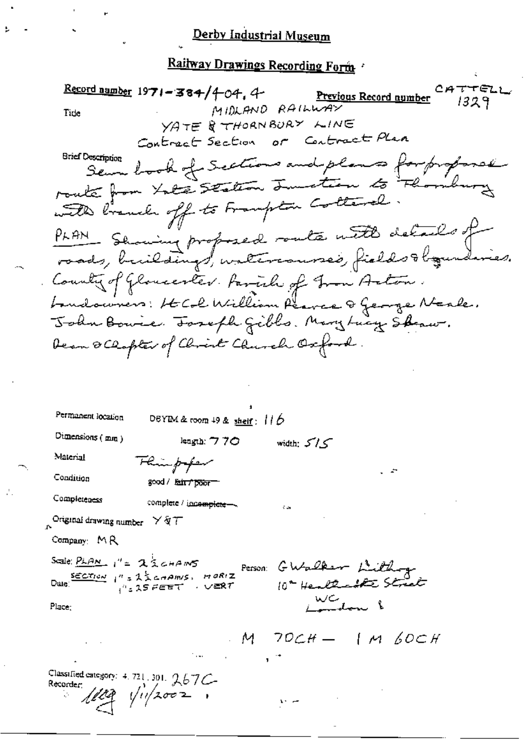Derby Industrial Museum

## Railway Drawings Recording Form

**Record number** 1971-384/404, 4 **Previous Record number** CATTELL 1329

Title MIDLAND RAILWAY
YATE & THORNBURY LINE
Contract Section or Contract Plan

Brief Description
Sewn book of Sections and plans for proposed route from Yate Station Junction to Thornbury with branch off to Frampton Cotterell.
PLAN Showing proposed route with details of roads, buildings, watercourses, fields & boundaries.
County of Gloucester. Parish of Iron Acton.
Landowners: Lt Col William Pearce & George Neale. John Bowie. Joseph Gibbs. Mary Lucy Shaw. Dean & Chapter of Christ Church Oxford.

Permanent location DBYIM & room 49 & shelf: 116

Dimensions (mm) length: 770 width: 515

Material Thin paper

Condition good / ~~fair / poor~~

Completeness complete / ~~incomplete~~

Original drawing number Y&T

Company: MR

Scale: PLAN 1" = 2½ CHAINS
SECTION 1" = 2½ CHAINS. HORIZ
1" = 25 FEET . VERT

Date:

Person: G Walker Lithog 10 Heathcote Street WC London

Place:

M 70CH — 1 M 60CH

Classified category: 4.721.301. 267C
Recorder: [initials] 1/11/2002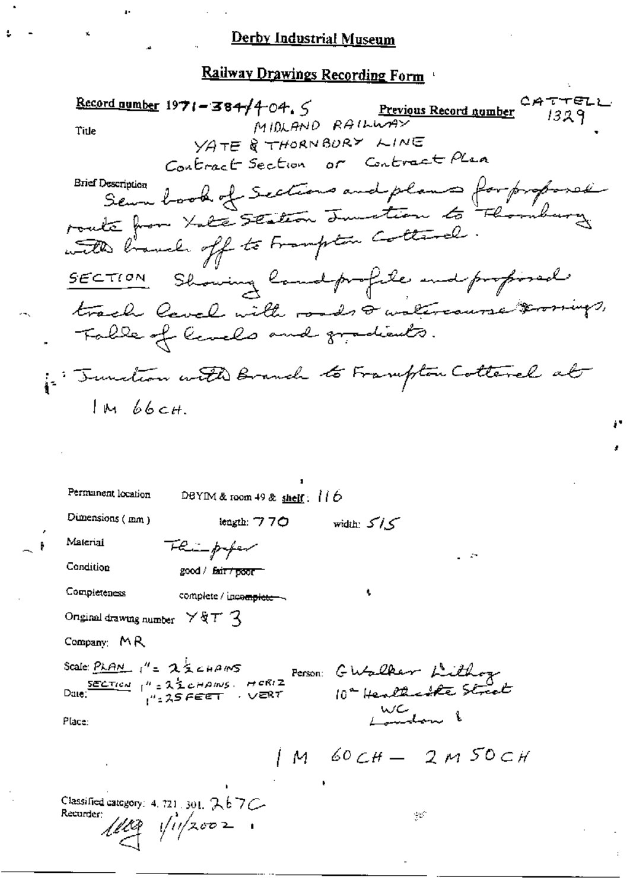## Derby Industrial Museum

## Railway Drawings Recording Form

**Record number** 1971-384/404.5 **Previous Record number** CATTELL 1329

Title

MIDLAND RAILWAY

YATE & THORNBURY LINE

Contract Section or Contract Plan

Brief Description

Sewn book of Sections and plans for proposed route from Yate Station Junction to Thornbury with branch off to Frampton Cotterel.

SECTION Showing land profile and proposed track level with roads & watercourse crossings, Table of levels and gradients.

i: Junction with Branch to Frampton Cotterel at 1M 66CH.

Permanent location DBYIM & room 49 & shelf: 116

Dimensions (mm) length: 770 width: 515

Material Thin paper

Condition good / ~~fair / poor~~

Completeness complete / ~~incomplete~~

Original drawing number Y&T 3

Company: MR

Scale: PLAN 1" = 2½ CHAINS

SECTION 1" = 2½ CHAINS. HORIZ 1" = 25 FEET. VERT

Date:

Person: G Walker Lithog 10a Heathcote Street WC London

Place:

1 M 60CH – 2M 50CH

Classified category: 4.721.301. 267C

Recorder: 1/11/2002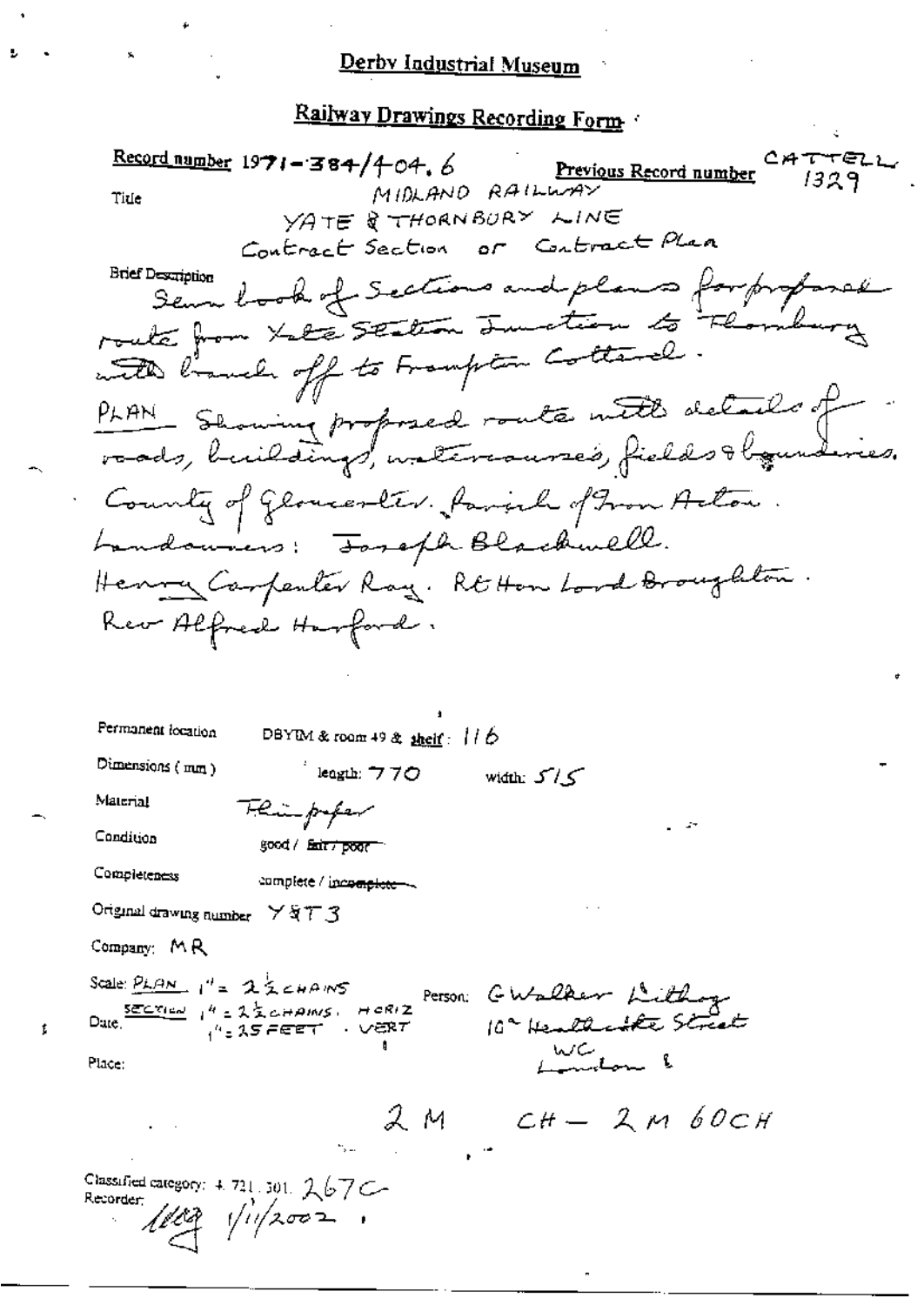# Derby Industrial Museum

## Railway Drawings Recording Form

**Record number** 1971-384/404.6 **Previous Record number** CATTELL 1329

Title
MIDLAND RAILWAY
YATE & THORNBURY LINE
Contract Section or Contract Plan

Brief Description
Sewn book of Sections and plans for proposed route from Yate Station Junction to Thornbury with branch off to Frampton Cotterell.
PLAN Showing proposed route with details of roads, buildings, watercourses, fields & boundaries.
County of Gloucester. Parish of Iron Acton.
Landowners: Joseph Blackwell.
Henry Carpenter Ray. Rt Hon Lord Broughton.
Rev Alfred Harford.

Permanent location DBYIM & room 49 & shelf: 116

Dimensions (mm) length: 770 width: 515

Material Thin paper

Condition good / ~~fair / poor~~

Completeness complete / ~~incomplete~~

Original drawing number Y&T3

Company: MR

Scale: PLAN 1" = 2½ CHAINS
SECTION 1" = 2½ CHAINS . HORIZ
1" = 25 FEET . VERT

Date:

Person: G Walker Lithog
10a Heathcote Street
WC
London

Place:

2 M CH – 2 M 60 CH

Classified category: 4.721.301. 267C
Recorder: [initials] 1/11/2002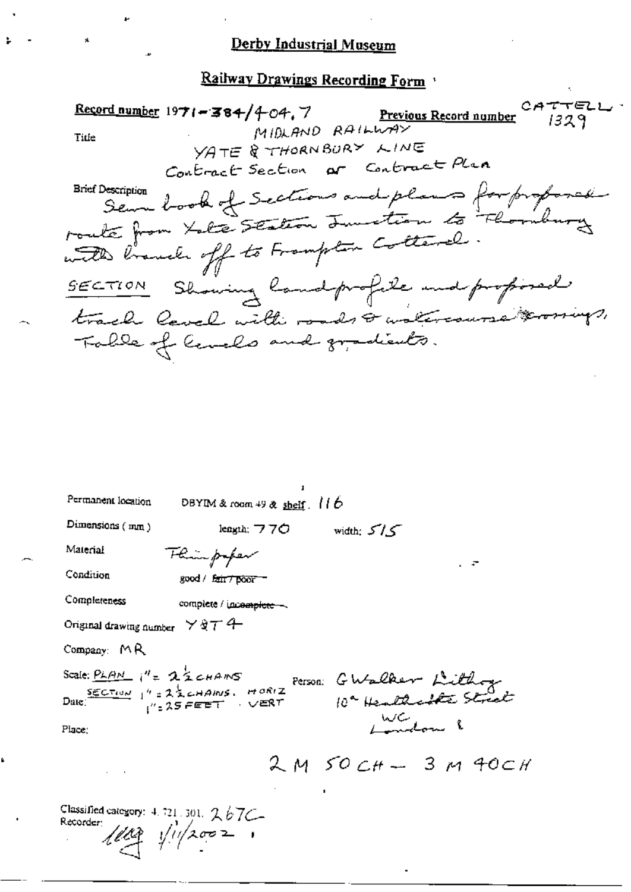# Derby Industrial Museum

## Railway Drawings Recording Form

**Record number** 1971-384/404.7 **Previous Record number** CATTELL 1329

Title

MIDLAND RAILWAY
YATE & THORNBURY LINE
Contract Section or Contract Plan

Brief Description

Sewn book of sections and plans for proposed route from Yate Station Junction to Thornbury with branch off to Frampton Cotterel.

SECTION Showing land profile and proposed track level with roads & watercourse crossings, Table of levels and gradients.

Permanent location DBYIM & room 49 & shelf. 116

Dimensions (mm) length: 770 width: 515

Material Thin paper

Condition good / ~~fair / poor~~

Completeness complete / ~~incomplete~~

Original drawing number Y&T 4

Company: MR

Scale: PLAN 1" = 2½ CHAINS
SECTION 1" = 2½ CHAINS. HORIZ
1" = 25 FEET . VERT

Person: G Walker Lithog
10a Heathcote Street
WC
London

Date:

Place:

2 M 50 CH – 3 M 40 CH

Classified category: 4.721.301. 267C

Recorder: 1/11/2002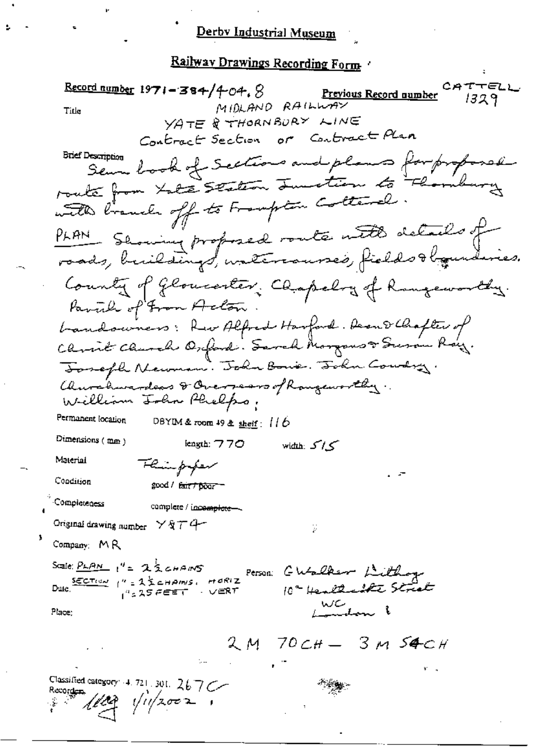Derby Industrial Museum

## Railway Drawings Recording Form

Record number 1971-384/404.8  Previous Record number CATTELL 1329

Title MIDLAND RAILWAY
YATE & THORNBURY LINE
Contract Section or Contract Plan

Brief Description Sewn book of Sections and plans for proposed route from Yate Station Junction to Thornbury with branch off to Frampton Cotterell.
PLAN Showing proposed route with details of roads, buildings, watercourses, fields & boundaries.
County of Gloucester. Chapelry of Rangeworthy. Parish of Iron Acton.
Landowners: Rev Alfred Harford. Dean & Chapter of Christ Church Oxford. Sarah Morgans & Susan Ray. Joseph Newman. John Bowie. John Cowdry. Churchwardens & Overseers of Rangeworthy. William John Phelps;

Permanent location DBYIM & room 49 & shelf: 116

Dimensions (mm) length: 770 width: 515

Material Thin paper

Condition good / ~~fair / poor~~

Completeness complete / ~~incomplete~~

Original drawing number Y&T4

Company: MR

Scale: PLAN 1" = 2½ CHAINS
SECTION 1" = 2½ CHAINS, HORIZ
1" = 25 FEET, VERT

Person: G Walker Lithog
10 Heathcote Street
WC
London

Date:

Place:

2 M 70 CH — 3 M 54 CH

Classified category: 4.721.301. 267C
Recorder: [signature] 1/11/2002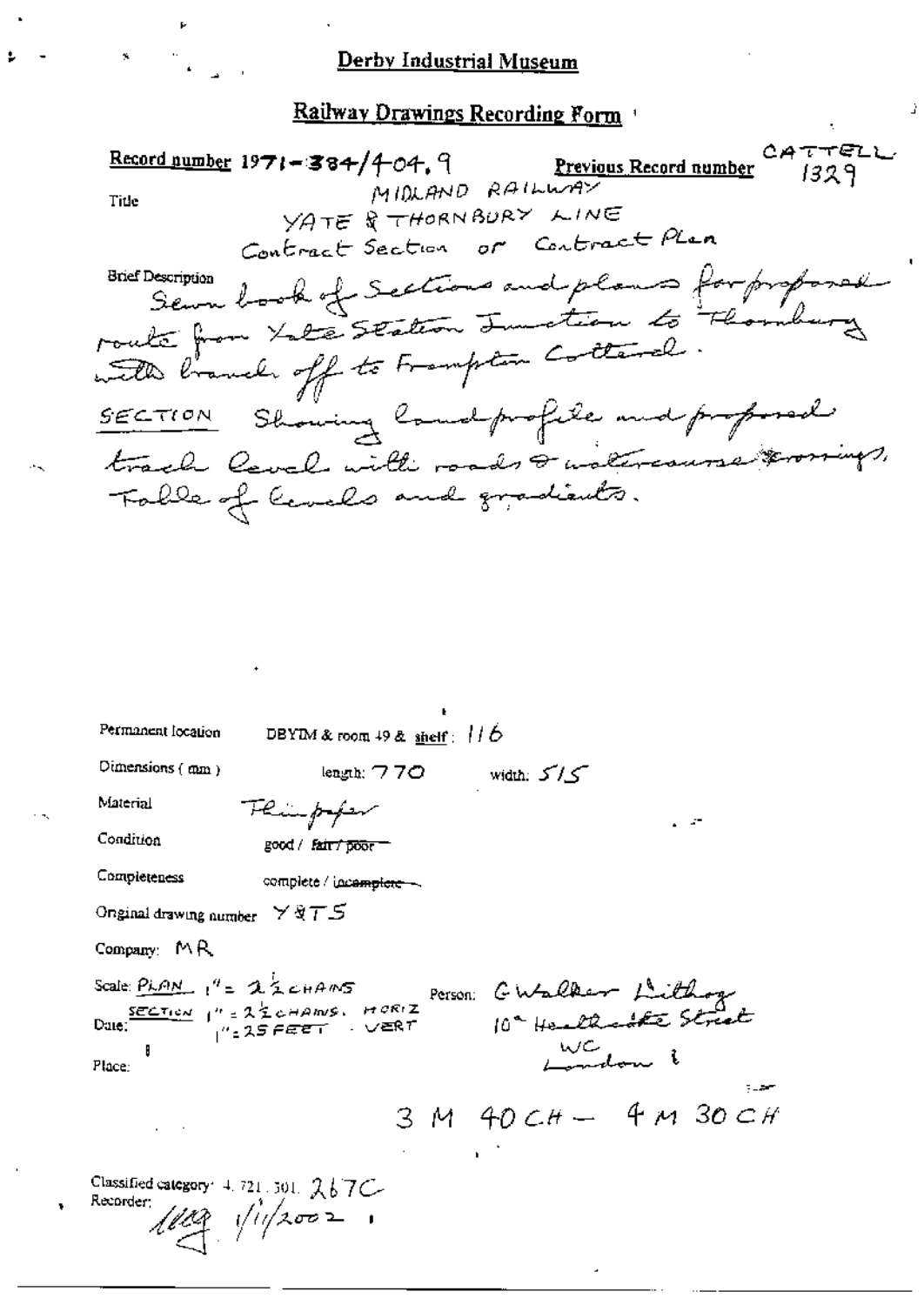# Derby Industrial Museum

## Railway Drawings Recording Form

**Record number** 1971-384/404.9 **Previous Record number** CATTELL 1329

Title: MIDLAND RAILWAY
YATE & THORNBURY LINE
Contract Section or Contract Plan

Brief Description: Sewn book of Sections and plans for proposed route from Yate Station Junction to Thornbury with branch off to Frampton Cotterell.
SECTION Showing land profile and proposed track level with roads & watercourse crossings, Table of levels and gradients.

Permanent location: DBYIM & room 49 & shelf: 116

Dimensions (mm): length: 770 width: 515

Material: Thin paper

Condition: good / ~~fair / poor~~

Completeness: complete / ~~incomplete~~

Original drawing number: Y&T5

Company: MR

Scale: PLAN 1" = 2½ CHAINS; SECTION 1" = 2½ CHAINS. HORIZ 1" = 25 FEET. VERT

Date:

Person: G Walker Lithog 10a Heathcote Street WC London

Place:

3 M 40 CH — 4 M 30 CH

Classified category: 4. 721. 301. 267C

Recorder: [signature] 1/11/2002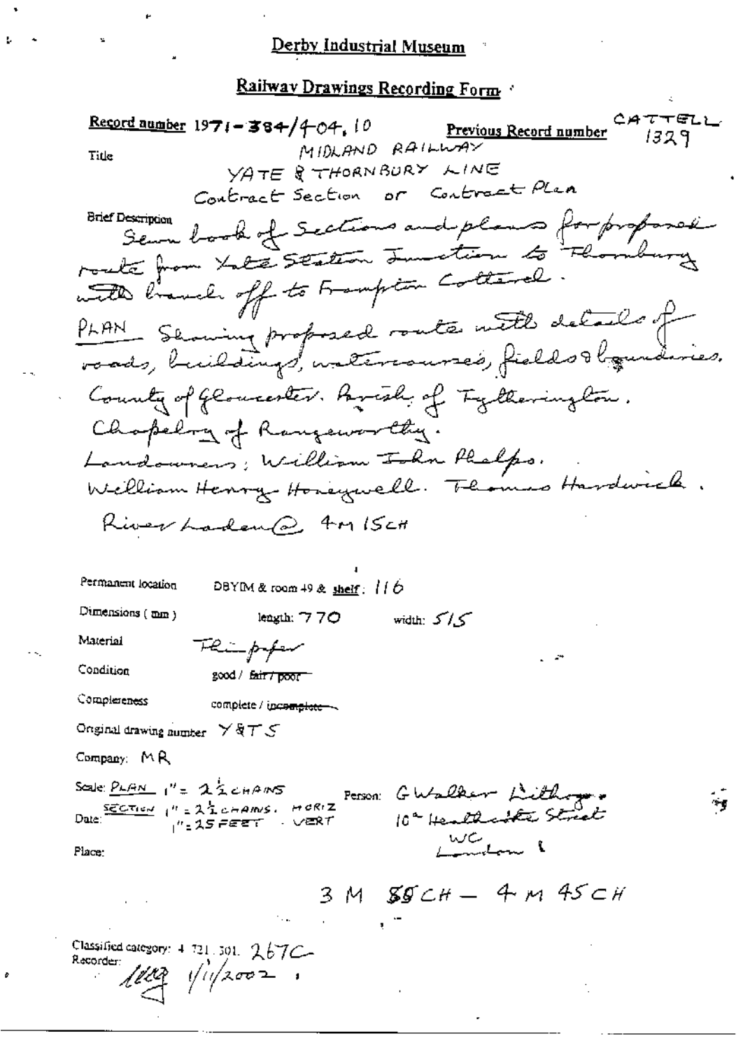Derby Industrial Museum

## Railway Drawings Recording Form

**Record number** 1971-384/404.10 **Previous Record number** CATTELL 1329

Title

MIDLAND RAILWAY

YATE & THORNBURY LINE

Contract Section or Contract Plan

Brief Description

Sewn book of Sections and plans for proposed route from Yate Station Junction to Thornbury with branch off to Frampton Cotterel.

PLAN Showing proposed route with details of roads, buildings, watercourses, fields & boundaries.

County of Gloucester. Parish of Iyetherington.

Chapelry of Rangeworthy.

Landowners; William John Phelps.

William Henry Honeywell. Thomas Hardwick.

River Laden @ 4M 15CH

Permanent location DBYIM & room 49 & shelf: 116

Dimensions (mm) length: 770 width: 515

Material Thin paper

Condition good / ~~fair / poor~~

Completeness complete / ~~incomplete~~

Original drawing number Y&T S

Company: MR

Scale: PLAN 1" = 2½ CHAINS

SECTION 1" = 2½ CHAINS. HORIZ

1" = 25 FEET . VERT

Date:

Person: G Walker Lithog.

10a Heathcote Street

WC

London

Place:

3 M 88 CH — 4 M 45 CH

Classified category: 4.721.301. 267C

Recorder: [initials] 1/11/2002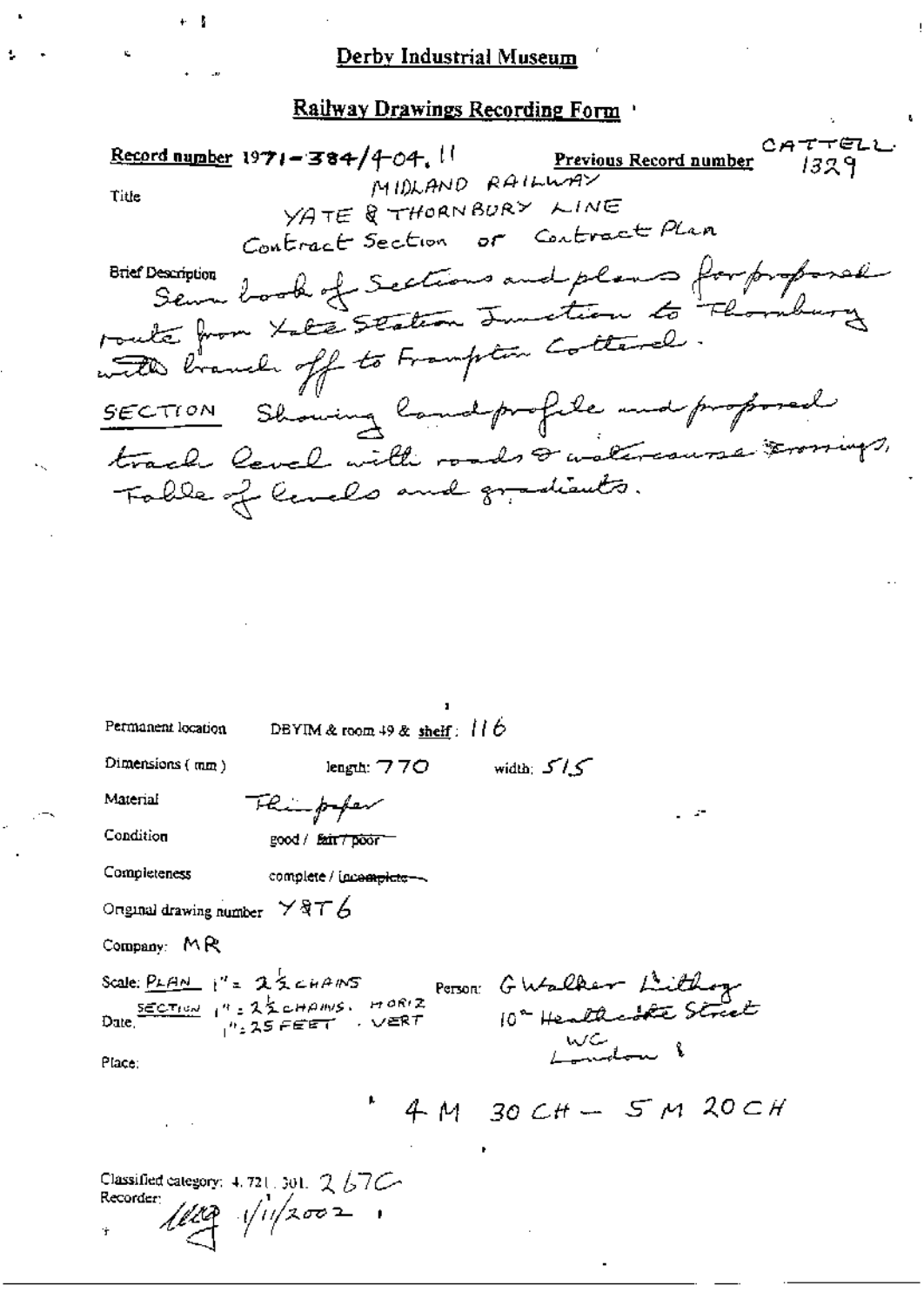## Derby Industrial Museum

### Railway Drawings Recording Form

**Record number** 1971-384/4-04.11 **Previous Record number** CATTELL 1329

Title
MIDLAND RAILWAY
YATE & THORNBURY LINE
Contract Section or Contract Plan

Brief Description
Sewn book of Sections and plans for proposed route from Yate Station Junction to Thornbury with branch off to Frampton Cotterel.
SECTION Showing land profile and proposed track level with roads & watercourse crossings, Table of levels and gradients.

Permanent location DBYIM & room 49 & shelf: 116

Dimensions (mm) length: 770 width: 515

Material Thin paper

Condition good / ~~fair / poor~~

Completeness complete / ~~incomplete~~

Original drawing number Y&T 6

Company: MR

Scale: PLAN 1" = 2½ CHAINS
SECTION 1" = 2½ CHAINS. HORIZ
1" = 25 FEET . VERT

Person: G Walker Lithog
10 Heathcote Street
WC
London

Date:

Place:

4 M 30 CH — 5 M 20 CH

Classified category: 4.721.301. 267C
Recorder: 1/11/2002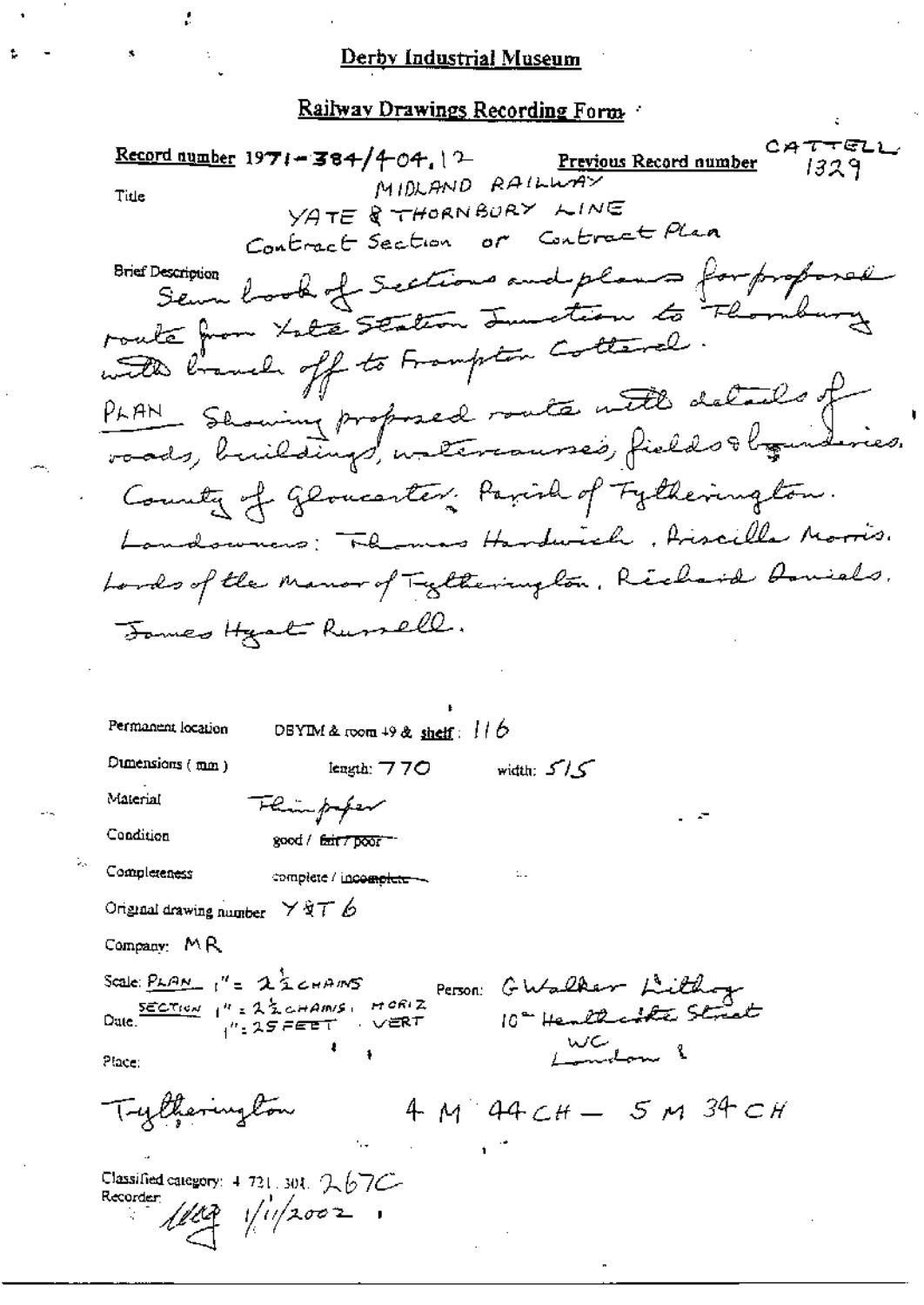# Derby Industrial Museum

## Railway Drawings Recording Form

**Record number** 1971-384/404.12 **Previous Record number** CATTELL 1329

Title
MIDLAND RAILWAY
YATE & THORNBURY LINE
Contract Section or Contract Plan

Brief Description
Sewn book of Sections and plans for proposed route from Yate Station Junction to Thornbury with branch off to Frampton Cotterel.
PLAN Showing proposed route with details of roads, buildings, watercourses, fields & boundaries.
County of Gloucester. Parish of Tytherington.
Landowners: Thomas Hardwick, Priscilla Morris.
Lords of the Manor of Tytherington. Richard Daniels.
James Hyatt Russell.

Permanent location DBYIM & room 49 & shelf: 116

Dimensions (mm) length: 770 width: 515

Material Thin paper

Condition good / ~~fair / poor~~

Completeness complete / ~~incomplete~~

Original drawing number Y&T 6

Company: MR

Scale: PLAN 1" = 2½ CHAINS
SECTION 1" = 2½ CHAINS HORIZ
1" = 25 FEET VERT

Person: G Walker Lithog
10 Heathcote Street
WC London

Date.

Place:

Tytherington 4 M 44 CH — 5 M 34 CH

Classified category: 4.721.301. 267C

Recorder: [signature] 1/11/2002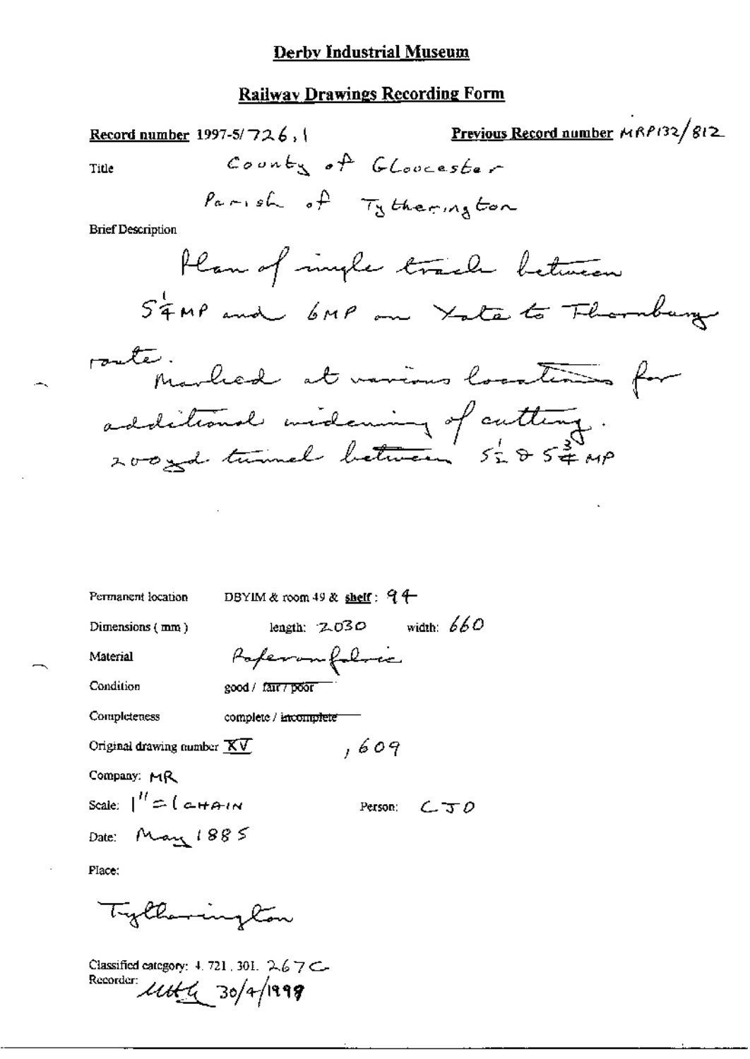# Derby Industrial Museum

## Railway Drawings Recording Form

**Record number** 1997-5/726.1 **Previous Record number** MRP132/812

Title: County of Gloucester

Parish of Tytherington

Brief Description

Plan of single track between $5\frac{1}{4}$ MP and 6MP on Yate to Thornbury route.
Marked at various locations for additional widening of cutting.
200yd tunnel between $5\frac{1}{2}$ & $5\frac{3}{4}$ MP

Permanent location: DBYIM & room 49 & shelf: 94

Dimensions (mm): length: 2030 width: 660

Material: Paper on fabric

Condition: good / ~~fair / poor~~

Completeness: complete / ~~incomplete~~

Original drawing number XV, 609

Company: MR

Scale: 1" = 1 CHAIN Person: CJO

Date: May 1885

Place:

Tytherington

Classified category: 4.721.301.267C

Recorder: [illegible] 30/4/1999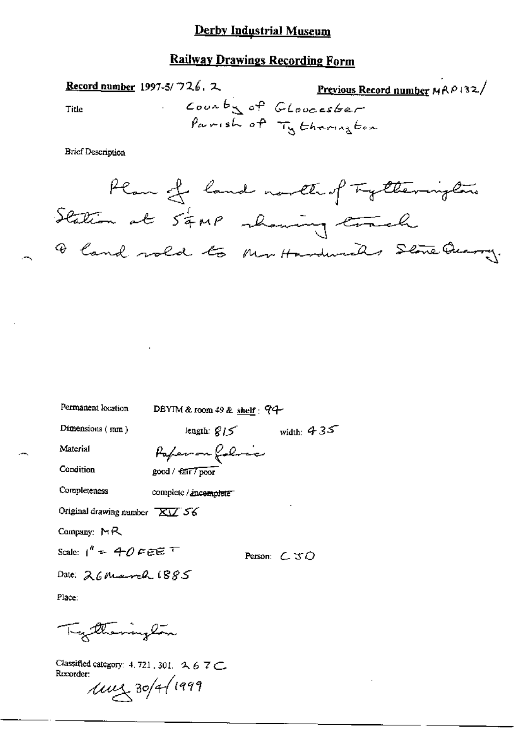# Derby Industrial Museum

## Railway Drawings Recording Form

**Record number** 1997-5/726.2 **Previous Record number** MRP132/

Title: County of Gloucester
Parish of Tytherington

Brief Description

Plan of land north of Tytherington Station at 5¾MP showing track & land sold to Mr Hardwick's Stone Quarry.

Permanent location: DBYIM & room 49 & shelf: 94

Dimensions (mm): length: 815 width: 435

Material: Paper on fabric

Condition: good / ~~fair~~ / ~~poor~~

Completeness: complete / ~~incomplete~~

Original drawing number: XV 56

Company: MR

Scale: 1" = 40 FEET

Person: CJO

Date: 26 March 1885

Place:

Tytherington

Classified category: 4.721.301. 267C

Recorder: 

MW 30/4/1999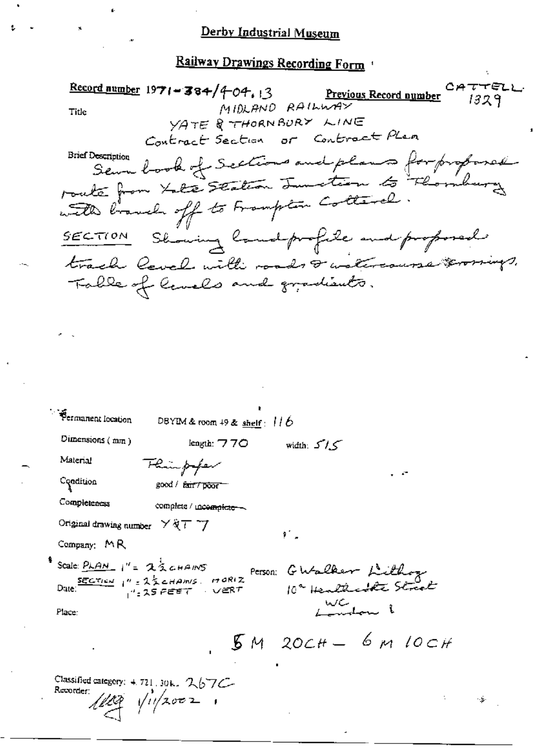# Derby Industrial Museum

## Railway Drawings Recording Form

**Record number** 1971-384/404.13 **Previous Record number** CATTELL 1329

Title: MIDLAND RAILWAY
YATE & THORNBURY LINE
Contract Section or Contract Plan

Brief Description: Sewn book of Sections and plans for proposed route from Yate Station Junction to Thornbury with branch off to Frampton Cotterel.
SECTION Showing land profile and proposed track level with roads & watercourse crossings. Table of levels and gradients.

Permanent location: DBYIM & room 49 & shelf: 116

Dimensions (mm): length: 770 width: 515

Material: Thin paper

Condition: good / ~~fair / poor~~

Completeness: complete / ~~incomplete~~

Original drawing number: Y&T 7

Company: MR

Scale: PLAN 1" = 2½ CHAINS
SECTION 1" = 2½ CHAINS HORIZ
1" = 25 FEET VERT

Person: G Walker Lithog
10a Heathcote Street
WC London

Date:

Place:

5 M 20CH — 6 M 10CH

Classified category: 4.721.30k. 267C
Recorder: 1/11/2002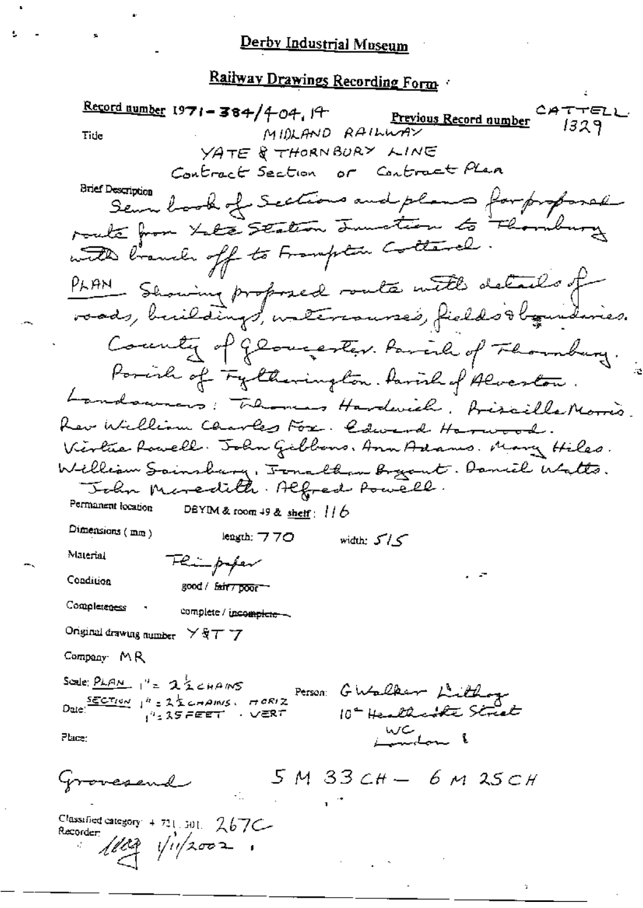# Derby Industrial Museum

## Railway Drawings Recording Form

**Record number** 1971-384/404, 19 **Previous Record number** CATTELL 1329

Title MIDLAND RAILWAY
YATE & THORNBURY LINE
Contract Section or Contract Plan

Brief Description
Sewn book of Sections and plans for proposed route from Yate Station Junction to Thornbury with branch off to Frampton Cotterel.
PLAN Showing proposed route with details of roads, buildings, watercourses, fields & boundaries.
County of Gloucester. Parish of Thornbury. Parish of Tytherington. Parish of Alveston.
Landowners: Thomas Hardwick. Priscilla Morris. Rev William Charles Fox. Edward Harwood. Virtue Powell. John Gibbons. Ann Adams. Mary Hiles. William Sainsbury. Jonathan Bryant. Daniel Watts. John Meredith. Alfred Powell.

Permanent location DBYIM & room 49 & shelf: 116

Dimensions (mm) length: 770 width: 515

Material Thin paper

Condition good / ~~fair / poor~~

Completeness complete / ~~incomplete~~

Original drawing number Y&T 7

Company: MR

Scale: PLAN 1" = 2½ CHAINS
SECTION 1" = 2½ CHAINS. HORIZ
1" = 25 FEET . VERT

Date:

Person: G Walker Lithog
10 Heathcote Street
WC
London

Place:

Grovesend 5 M 33 CH – 6 M 25 CH

Classified category: + 721.301. 267C
Recorder: 1/11/2002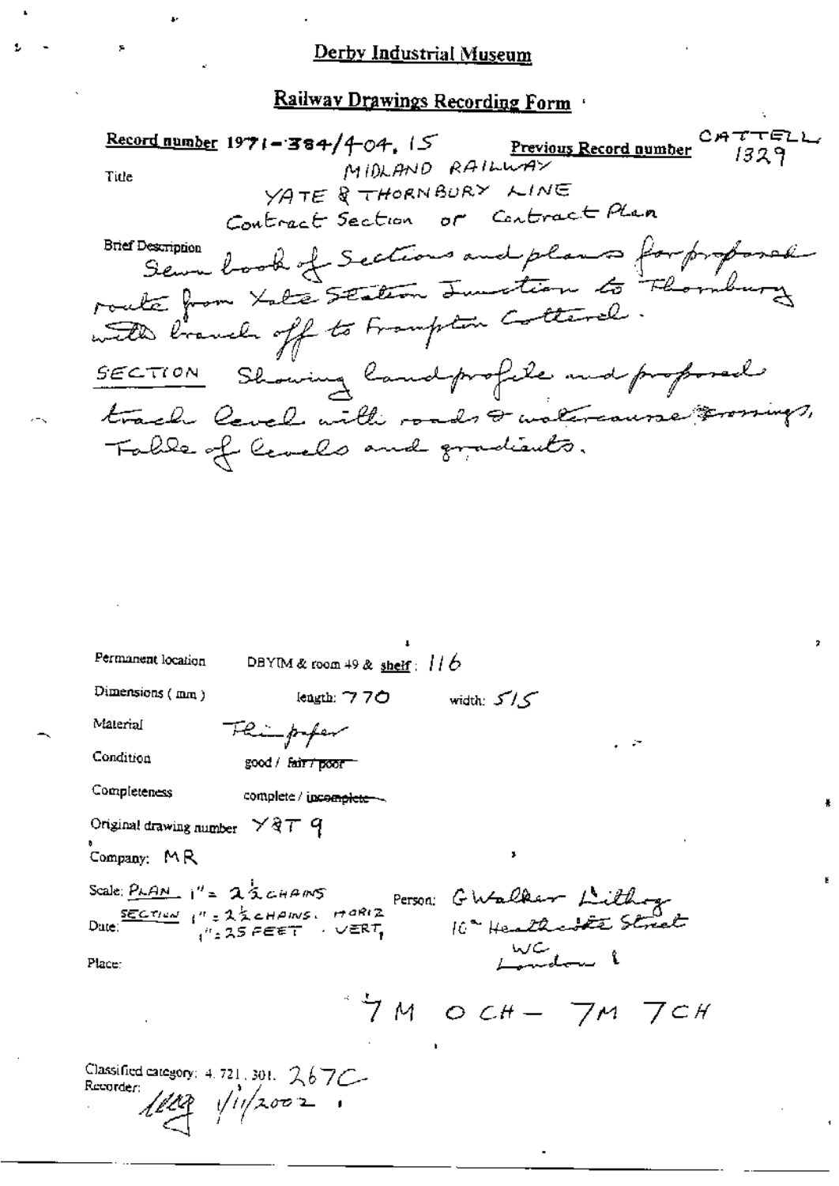Derby Industrial Museum

## Railway Drawings Recording Form

**Record number** 1971-384/4-04. 15 **Previous Record number** CATTELL 1329

Title MIDLAND RAILWAY
YATE & THORNBURY LINE
Contract Section or Contract Plan

Brief Description Sewn book of Sections and plans for proposed route from Yate Station Junction to Thornbury with branch off to Frampton Cotterel.
SECTION Showing land profile and proposed track level with roads & watercourse crossings, Table of levels and gradients.

Permanent location DBYIM & room 49 & shelf: 116

Dimensions (mm) length: 770 width: 515

Material Thin paper

Condition good / ~~fair / poor~~

Completeness complete / ~~incomplete~~

Original drawing number Y&T 9

Company: MR

Scale: PLAN 1" = 2½ CHAINS; SECTION 1" = 2½ CHAINS. HORIZ 1" = 25 FEET . VERT. Person: G Walker Lithog 10a Heathcote Street WC London

Date:

Place:

7M 0CH – 7M 7CH

Classified category: 4. 721. 301. 267C

Recorder: [initials] 1/11/2002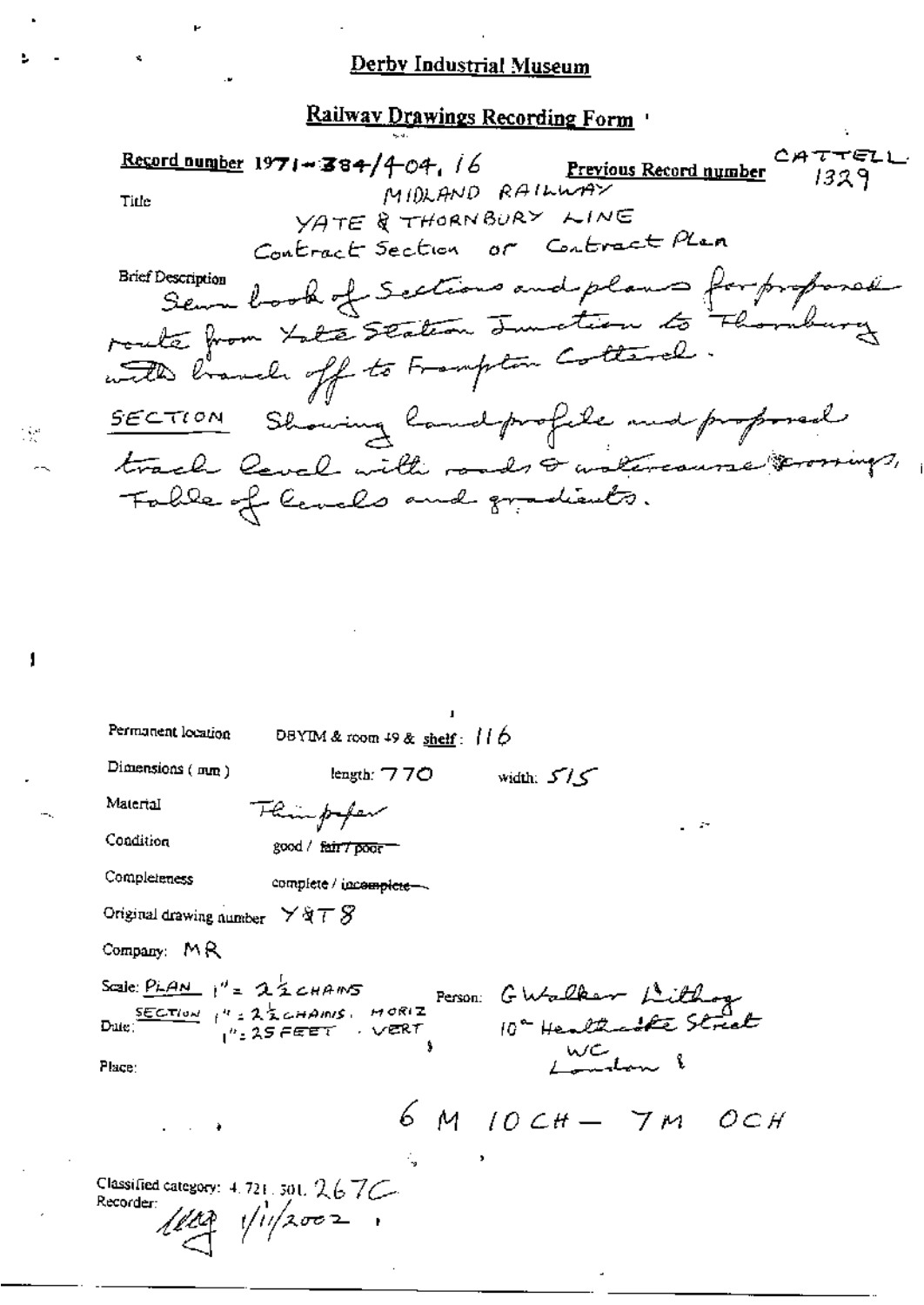## Derby Industrial Museum

### Railway Drawings Recording Form

**Record number** 1971-384/4-04, 16 **Previous Record number** CATTELL 1329

Title MIDLAND RAILWAY
YATE & THORNBURY LINE
Contract Section or Contract Plan

Brief Description Sewn book of Sections and plans for proposed route from Yate Station Junction to Thornbury with branch off to Frampton Cotterell.
SECTION Showing land profile and proposed track level with roads & watercourse crossings, Table of levels and gradients.

Permanent location DBYIM & room 49 & shelf: 116

Dimensions (mm) length: 770 width: 515

Material Thin paper

Condition good / ~~fair / poor~~

Completeness complete / ~~incomplete~~

Original drawing number Y&T 8

Company: MR

Scale: PLAN 1" = 2½ CHAINS
SECTION 1" = 2½ CHAINS. HORIZ
1" = 25 FEET . VERT

Person: G Walker Lithog
10 Heathcote Street
WC
London

Date:

Place:

6 M 10 CH — 7 M 0 CH

Classified category: 4.721.301. 267C
Recorder: [initials] 1/11/2002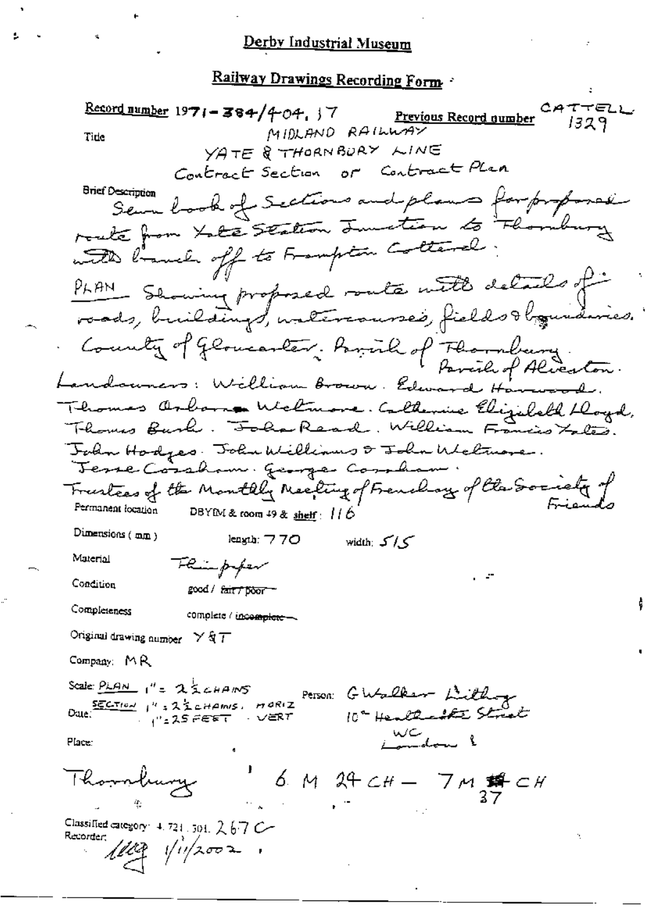Derby Industrial Museum

## Railway Drawings Recording Form

**Record number** 1971-384/404, 17 **Previous Record number** CATTELL 1329

Title

MIDLAND RAILWAY
YATE & THORNBURY LINE
Contract Section or Contract Plan

Brief Description

Sewn book of Sections and plans for proposed route from Yate Station Junction to Thornbury with branch off to Frampton Cotterel:

PLAN Showing proposed route with details of roads, buildings, watercourses, fields & boundaries.

County of Gloucester. Parish of Thornbury. Parish of Alveston.

Landowners: William Brown. Edward Harwood. Thomas Osborne Weltmore. Catherine Elizabeth Lloyd, Thomas Bush. John Read. William Francis Yates. John Hodges. John Williams & John Weltmore. Jesse Cosham. George Cosham. Trustees of the Monthly Meeting of Frenchay of the Society of Friends

Permanent location DBYIM & room 49 & shelf: 116

Dimensions (mm) length: 770 width: 515

Material Thin paper

Condition good / ~~fair / poor~~

Completeness complete / ~~incomplete~~

Original drawing number Y & T

Company: MR

Scale: PLAN 1" = 2½ CHAINS
SECTION 1" = 2½ CHAINS. HORIZ 1" = 25 FEET. VERT

Person: G Walker Lithog 10 Heathcote Street WC London

Date:

Place:

Thornbury 6 M 24 CH — 7 M 37 CH

Classified category: 4.721.301. 267 C
Recorder: 1/11/2002